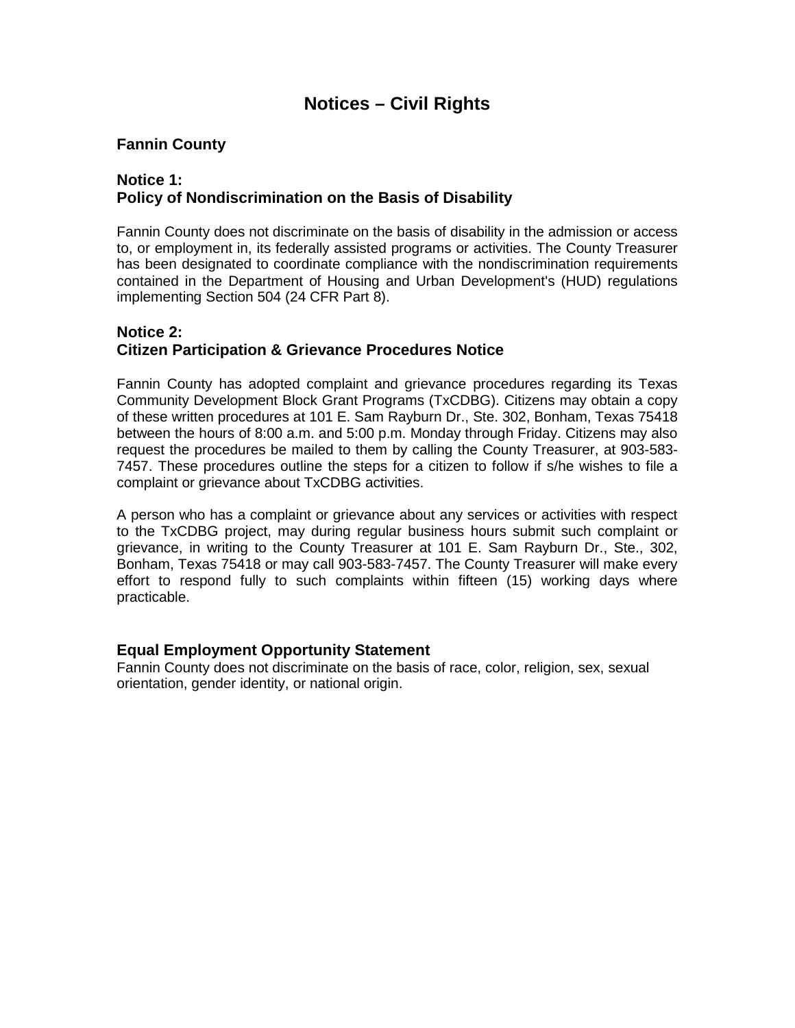# Notices – Civil Rights

## Fannin County

### Notice 1:
### Policy of Nondiscrimination on the Basis of Disability

Fannin County does not discriminate on the basis of disability in the admission or access to, or employment in, its federally assisted programs or activities. The County Treasurer has been designated to coordinate compliance with the nondiscrimination requirements contained in the Department of Housing and Urban Development's (HUD) regulations implementing Section 504 (24 CFR Part 8).

### Notice 2:
### Citizen Participation & Grievance Procedures Notice

Fannin County has adopted complaint and grievance procedures regarding its Texas Community Development Block Grant Programs (TxCDBG). Citizens may obtain a copy of these written procedures at 101 E. Sam Rayburn Dr., Ste. 302, Bonham, Texas 75418 between the hours of 8:00 a.m. and 5:00 p.m. Monday through Friday. Citizens may also request the procedures be mailed to them by calling the County Treasurer, at 903-583-7457. These procedures outline the steps for a citizen to follow if s/he wishes to file a complaint or grievance about TxCDBG activities.

A person who has a complaint or grievance about any services or activities with respect to the TxCDBG project, may during regular business hours submit such complaint or grievance, in writing to the County Treasurer at 101 E. Sam Rayburn Dr., Ste., 302, Bonham, Texas 75418 or may call 903-583-7457. The County Treasurer will make every effort to respond fully to such complaints within fifteen (15) working days where practicable.

### Equal Employment Opportunity Statement

Fannin County does not discriminate on the basis of race, color, religion, sex, sexual orientation, gender identity, or national origin.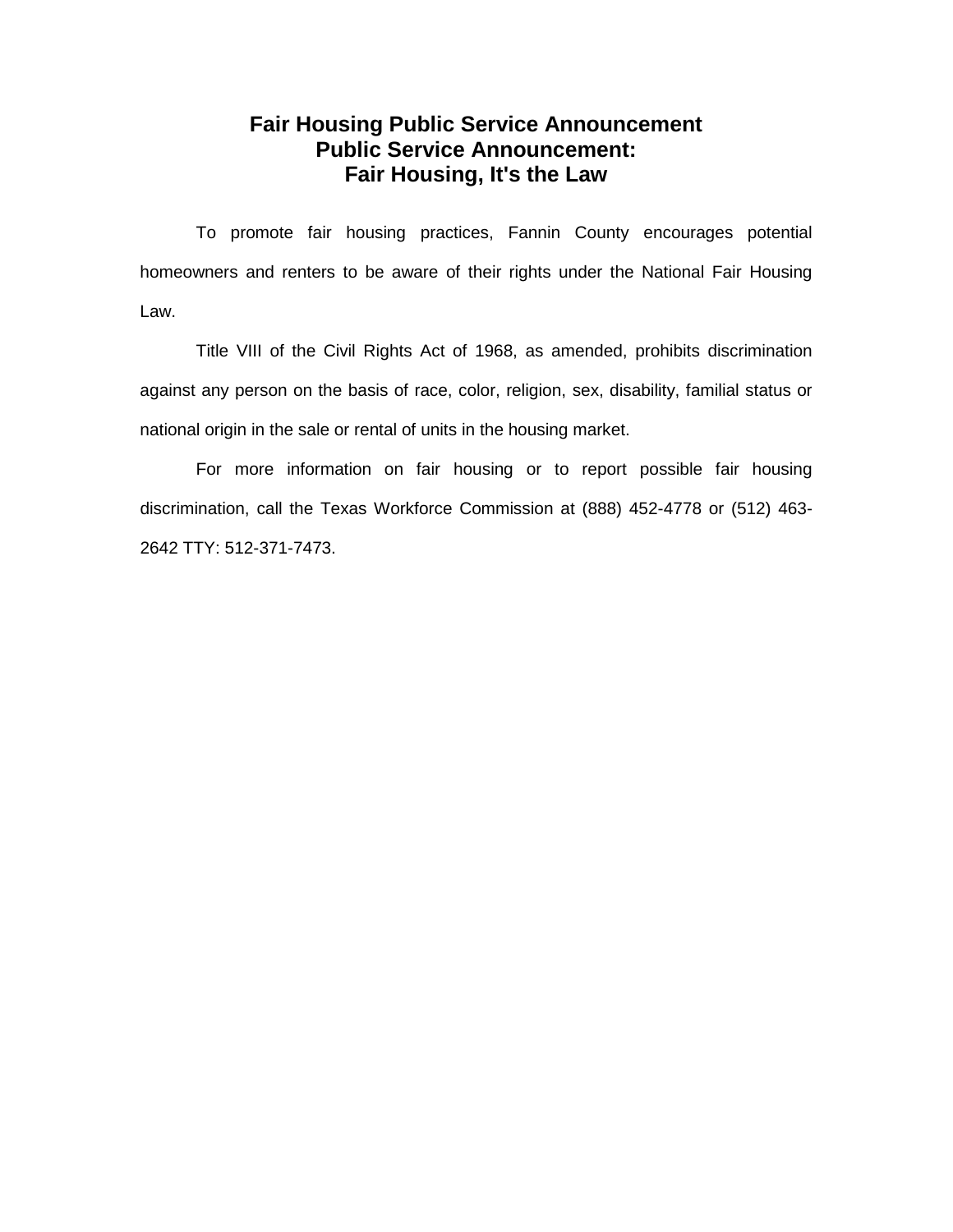# Fair Housing Public Service Announcement
## Public Service Announcement:
## Fair Housing, It's the Law

To promote fair housing practices, Fannin County encourages potential homeowners and renters to be aware of their rights under the National Fair Housing Law.

Title VIII of the Civil Rights Act of 1968, as amended, prohibits discrimination against any person on the basis of race, color, religion, sex, disability, familial status or national origin in the sale or rental of units in the housing market.

For more information on fair housing or to report possible fair housing discrimination, call the Texas Workforce Commission at (888) 452-4778 or (512) 463-2642 TTY: 512-371-7473.